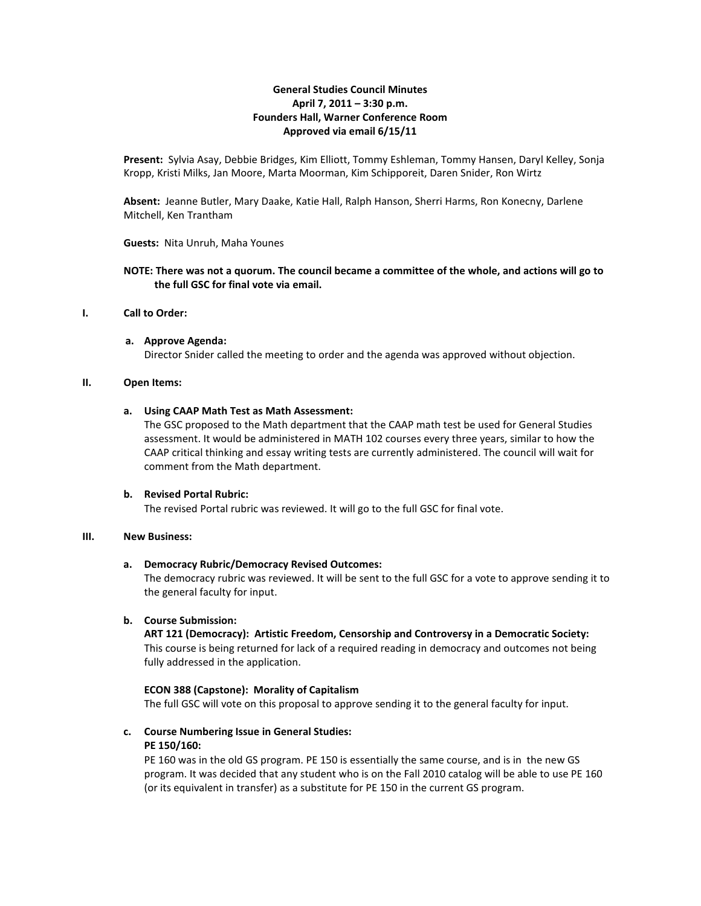**General Studies Council Minutes**
**April 7, 2011 – 3:30 p.m.**
**Founders Hall, Warner Conference Room**
**Approved via email 6/15/11**

**Present:** Sylvia Asay, Debbie Bridges, Kim Elliott, Tommy Eshleman, Tommy Hansen, Daryl Kelley, Sonja Kropp, Kristi Milks, Jan Moore, Marta Moorman, Kim Schipporeit, Daren Snider, Ron Wirtz

**Absent:** Jeanne Butler, Mary Daake, Katie Hall, Ralph Hanson, Sherri Harms, Ron Konecny, Darlene Mitchell, Ken Trantham

**Guests:** Nita Unruh, Maha Younes

**NOTE: There was not a quorum. The council became a committee of the whole, and actions will go to the full GSC for final vote via email.**

## I. Call to Order:

**a. Approve Agenda:**
Director Snider called the meeting to order and the agenda was approved without objection.

## II. Open Items:

**a. Using CAAP Math Test as Math Assessment:**
The GSC proposed to the Math department that the CAAP math test be used for General Studies assessment. It would be administered in MATH 102 courses every three years, similar to how the CAAP critical thinking and essay writing tests are currently administered. The council will wait for comment from the Math department.

**b. Revised Portal Rubric:**
The revised Portal rubric was reviewed. It will go to the full GSC for final vote.

## III. New Business:

**a. Democracy Rubric/Democracy Revised Outcomes:**
The democracy rubric was reviewed. It will be sent to the full GSC for a vote to approve sending it to the general faculty for input.

**b. Course Submission:**
**ART 121 (Democracy): Artistic Freedom, Censorship and Controversy in a Democratic Society:**
This course is being returned for lack of a required reading in democracy and outcomes not being fully addressed in the application.

**ECON 388 (Capstone): Morality of Capitalism**
The full GSC will vote on this proposal to approve sending it to the general faculty for input.

**c. Course Numbering Issue in General Studies:**
**PE 150/160:**
PE 160 was in the old GS program. PE 150 is essentially the same course, and is in the new GS program. It was decided that any student who is on the Fall 2010 catalog will be able to use PE 160 (or its equivalent in transfer) as a substitute for PE 150 in the current GS program.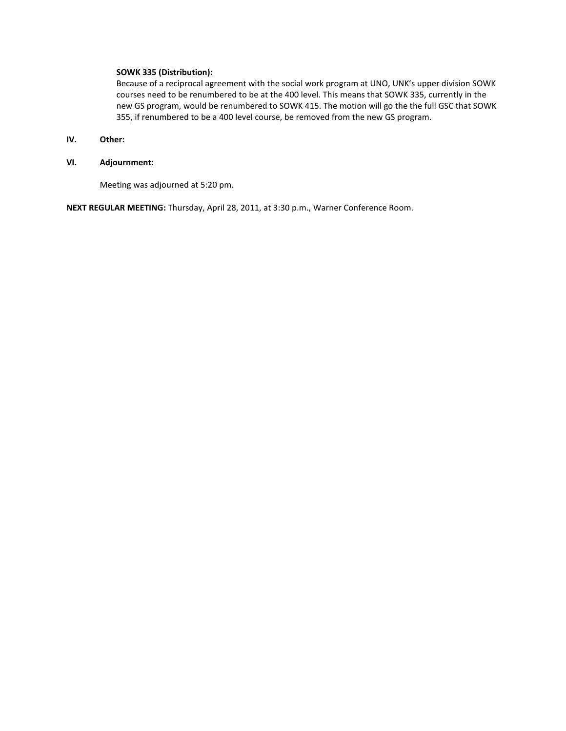**SOWK 335 (Distribution):**

Because of a reciprocal agreement with the social work program at UNO, UNK's upper division SOWK courses need to be renumbered to be at the 400 level. This means that SOWK 335, currently in the new GS program, would be renumbered to SOWK 415. The motion will go the the full GSC that SOWK 355, if renumbered to be a 400 level course, be removed from the new GS program.

**IV. Other:**

**VI. Adjournment:**

Meeting was adjourned at 5:20 pm.

**NEXT REGULAR MEETING:** Thursday, April 28, 2011, at 3:30 p.m., Warner Conference Room.